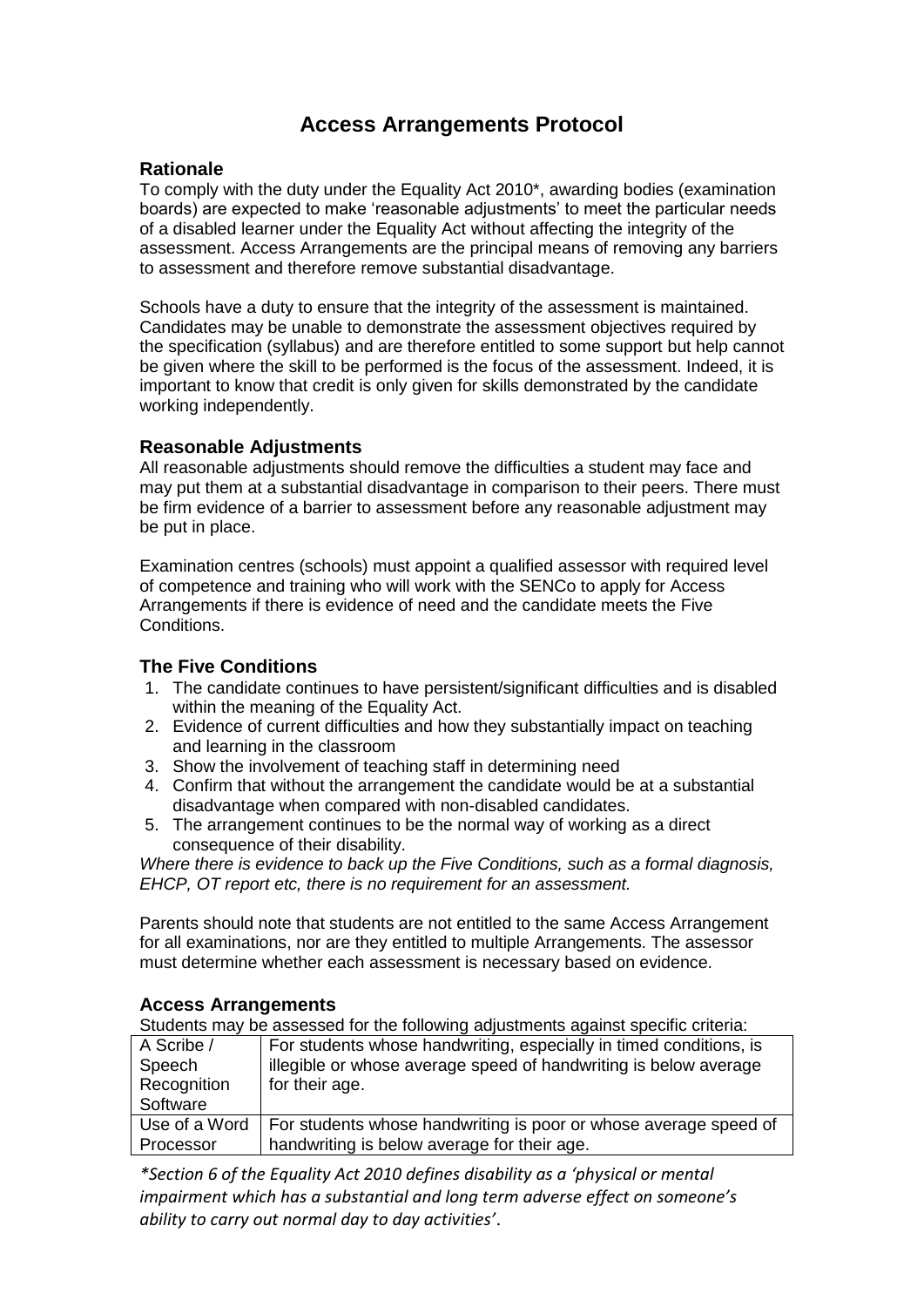# Access Arrangements Protocol

## Rationale

To comply with the duty under the Equality Act 2010*, awarding bodies (examination boards) are expected to make 'reasonable adjustments' to meet the particular needs of a disabled learner under the Equality Act without affecting the integrity of the assessment. Access Arrangements are the principal means of removing any barriers to assessment and therefore remove substantial disadvantage.

Schools have a duty to ensure that the integrity of the assessment is maintained. Candidates may be unable to demonstrate the assessment objectives required by the specification (syllabus) and are therefore entitled to some support but help cannot be given where the skill to be performed is the focus of the assessment. Indeed, it is important to know that credit is only given for skills demonstrated by the candidate working independently.

## Reasonable Adjustments

All reasonable adjustments should remove the difficulties a student may face and may put them at a substantial disadvantage in comparison to their peers. There must be firm evidence of a barrier to assessment before any reasonable adjustment may be put in place.

Examination centres (schools) must appoint a qualified assessor with required level of competence and training who will work with the SENCo to apply for Access Arrangements if there is evidence of need and the candidate meets the Five Conditions.

## The Five Conditions

1. The candidate continues to have persistent/significant difficulties and is disabled within the meaning of the Equality Act.
2. Evidence of current difficulties and how they substantially impact on teaching and learning in the classroom
3. Show the involvement of teaching staff in determining need
4. Confirm that without the arrangement the candidate would be at a substantial disadvantage when compared with non-disabled candidates.
5. The arrangement continues to be the normal way of working as a direct consequence of their disability.

*Where there is evidence to back up the Five Conditions, such as a formal diagnosis, EHCP, OT report etc, there is no requirement for an assessment.*

Parents should note that students are not entitled to the same Access Arrangement for all examinations, nor are they entitled to multiple Arrangements. The assessor must determine whether each assessment is necessary based on evidence.

## Access Arrangements

Students may be assessed for the following adjustments against specific criteria:

| | |
|---|---|
| A Scribe / Speech Recognition Software | For students whose handwriting, especially in timed conditions, is illegible or whose average speed of handwriting is below average for their age. |
| Use of a Word Processor | For students whose handwriting is poor or whose average speed of handwriting is below average for their age. |

*\*Section 6 of the Equality Act 2010 defines disability as a 'physical or mental impairment which has a substantial and long term adverse effect on someone's ability to carry out normal day to day activities'*.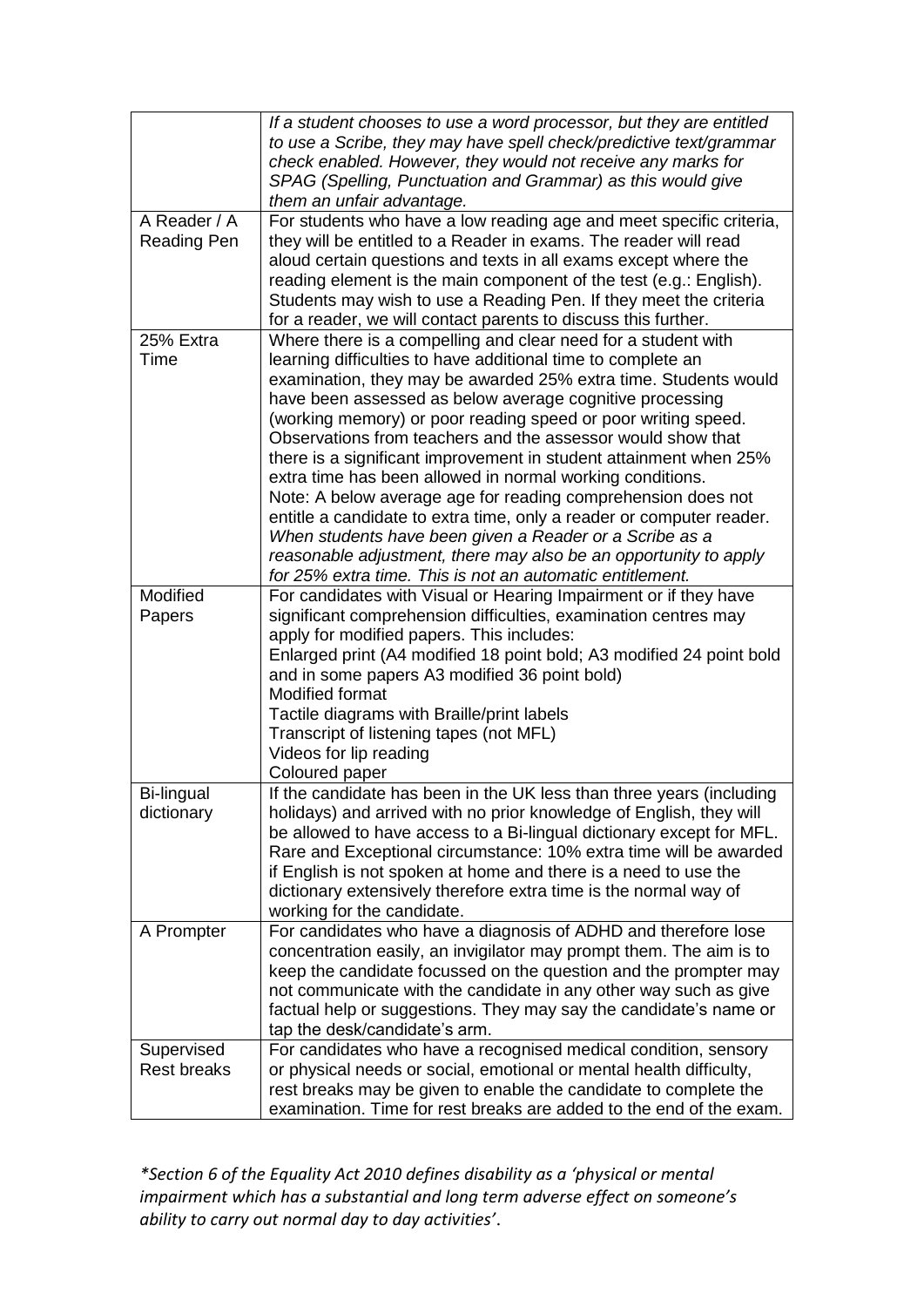| | |
|---|---|
| | *If a student chooses to use a word processor, but they are entitled to use a Scribe, they may have spell check/predictive text/grammar check enabled. However, they would not receive any marks for SPAG (Spelling, Punctuation and Grammar) as this would give them an unfair advantage.* |
| A Reader / A Reading Pen | For students who have a low reading age and meet specific criteria, they will be entitled to a Reader in exams. The reader will read aloud certain questions and texts in all exams except where the reading element is the main component of the test (e.g.: English). Students may wish to use a Reading Pen. If they meet the criteria for a reader, we will contact parents to discuss this further. |
| 25% Extra Time | Where there is a compelling and clear need for a student with learning difficulties to have additional time to complete an examination, they may be awarded 25% extra time. Students would have been assessed as below average cognitive processing (working memory) or poor reading speed or poor writing speed. Observations from teachers and the assessor would show that there is a significant improvement in student attainment when 25% extra time has been allowed in normal working conditions.<br>Note: A below average age for reading comprehension does not entitle a candidate to extra time, only a reader or computer reader.<br>*When students have been given a Reader or a Scribe as a reasonable adjustment, there may also be an opportunity to apply for 25% extra time. This is not an automatic entitlement.* |
| Modified Papers | For candidates with Visual or Hearing Impairment or if they have significant comprehension difficulties, examination centres may apply for modified papers. This includes:<br>Enlarged print (A4 modified 18 point bold; A3 modified 24 point bold and in some papers A3 modified 36 point bold)<br>Modified format<br>Tactile diagrams with Braille/print labels<br>Transcript of listening tapes (not MFL)<br>Videos for lip reading<br>Coloured paper |
| Bi-lingual dictionary | If the candidate has been in the UK less than three years (including holidays) and arrived with no prior knowledge of English, they will be allowed to have access to a Bi-lingual dictionary except for MFL.<br>Rare and Exceptional circumstance: 10% extra time will be awarded if English is not spoken at home and there is a need to use the dictionary extensively therefore extra time is the normal way of working for the candidate. |
| A Prompter | For candidates who have a diagnosis of ADHD and therefore lose concentration easily, an invigilator may prompt them. The aim is to keep the candidate focussed on the question and the prompter may not communicate with the candidate in any other way such as give factual help or suggestions. They may say the candidate's name or tap the desk/candidate's arm. |
| Supervised Rest breaks | For candidates who have a recognised medical condition, sensory or physical needs or social, emotional or mental health difficulty, rest breaks may be given to enable the candidate to complete the examination. Time for rest breaks are added to the end of the exam. |

**Section 6 of the Equality Act 2010 defines disability as a 'physical or mental impairment which has a substantial and long term adverse effect on someone's ability to carry out normal day to day activities'.*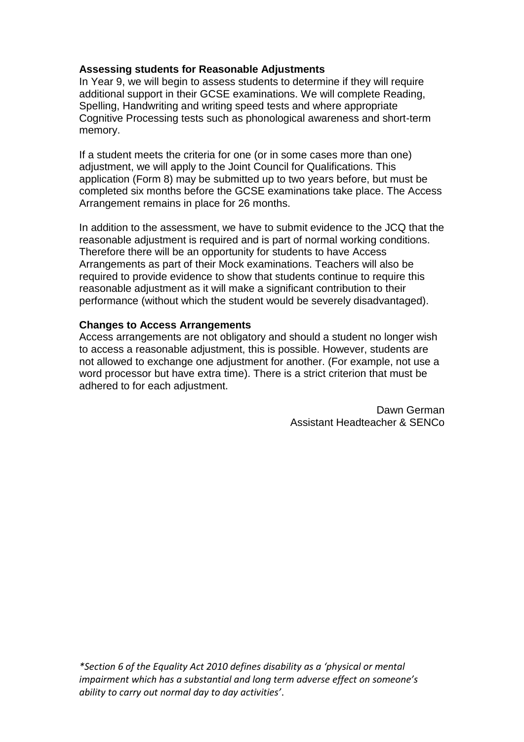**Assessing students for Reasonable Adjustments**

In Year 9, we will begin to assess students to determine if they will require additional support in their GCSE examinations. We will complete Reading, Spelling, Handwriting and writing speed tests and where appropriate Cognitive Processing tests such as phonological awareness and short-term memory.

If a student meets the criteria for one (or in some cases more than one) adjustment, we will apply to the Joint Council for Qualifications. This application (Form 8) may be submitted up to two years before, but must be completed six months before the GCSE examinations take place. The Access Arrangement remains in place for 26 months.

In addition to the assessment, we have to submit evidence to the JCQ that the reasonable adjustment is required and is part of normal working conditions. Therefore there will be an opportunity for students to have Access Arrangements as part of their Mock examinations. Teachers will also be required to provide evidence to show that students continue to require this reasonable adjustment as it will make a significant contribution to their performance (without which the student would be severely disadvantaged).

**Changes to Access Arrangements**

Access arrangements are not obligatory and should a student no longer wish to access a reasonable adjustment, this is possible. However, students are not allowed to exchange one adjustment for another. (For example, not use a word processor but have extra time). There is a strict criterion that must be adhered to for each adjustment.

Dawn German
Assistant Headteacher & SENCo

**Section 6 of the Equality Act 2010 defines disability as a 'physical or mental impairment which has a substantial and long term adverse effect on someone's ability to carry out normal day to day activities'*.